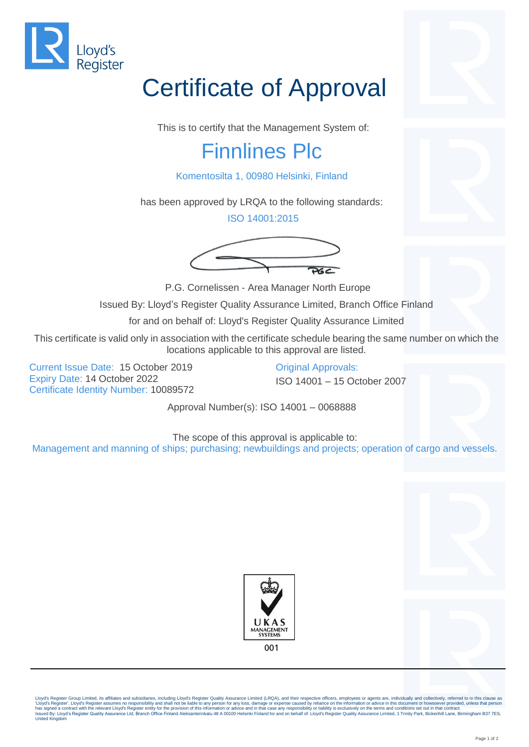Lloyd's Register

# Certificate of Approval

This is to certify that the Management System of:

## Finnlines Plc

Komentosilta 1, 00980 Helsinki, Finland

has been approved by LRQA to the following standards:

ISO 14001:2015

P.G. Cornelissen - Area Manager North Europe

Issued By: Lloyd's Register Quality Assurance Limited, Branch Office Finland

for and on behalf of: Lloyd's Register Quality Assurance Limited

This certificate is valid only in association with the certificate schedule bearing the same number on which the locations applicable to this approval are listed.

Current Issue Date: 15 October 2019
Expiry Date: 14 October 2022
Certificate Identity Number: 10089572

Original Approvals:
ISO 14001 – 15 October 2007

Approval Number(s): ISO 14001 – 0068888

The scope of this approval is applicable to:
Management and manning of ships; purchasing; newbuildings and projects; operation of cargo and vessels.

UKAS MANAGEMENT SYSTEMS
001

Lloyd's Register Group Limited, its affiliates and subsidiaries, including Lloyd's Register Quality Assurance Limited (LRQA), and their respective officers, employees or agents are, individually and collectively, referred to in this clause as 'Lloyd's Register'. Lloyd's Register assumes no responsibility and shall not be liable to any person for any loss, damage or expense caused by reliance on the information or advice in this document or howsoever provided, unless that person has signed a contract with the relevant Lloyd's Register entity for the provision of this information or advice and in that case any responsibility or liability is exclusively on the terms and conditions set out in that contract.
Issued By: Lloyd's Register Quality Assurance Ltd, Branch Office Finland Aleksanterinkatu 48 A 00100 Helsinki Finland for and on behalf of: Lloyd's Register Quality Assurance Limited, 1 Trinity Park, Bickenhill Lane, Birmingham B37 7ES, United Kingdom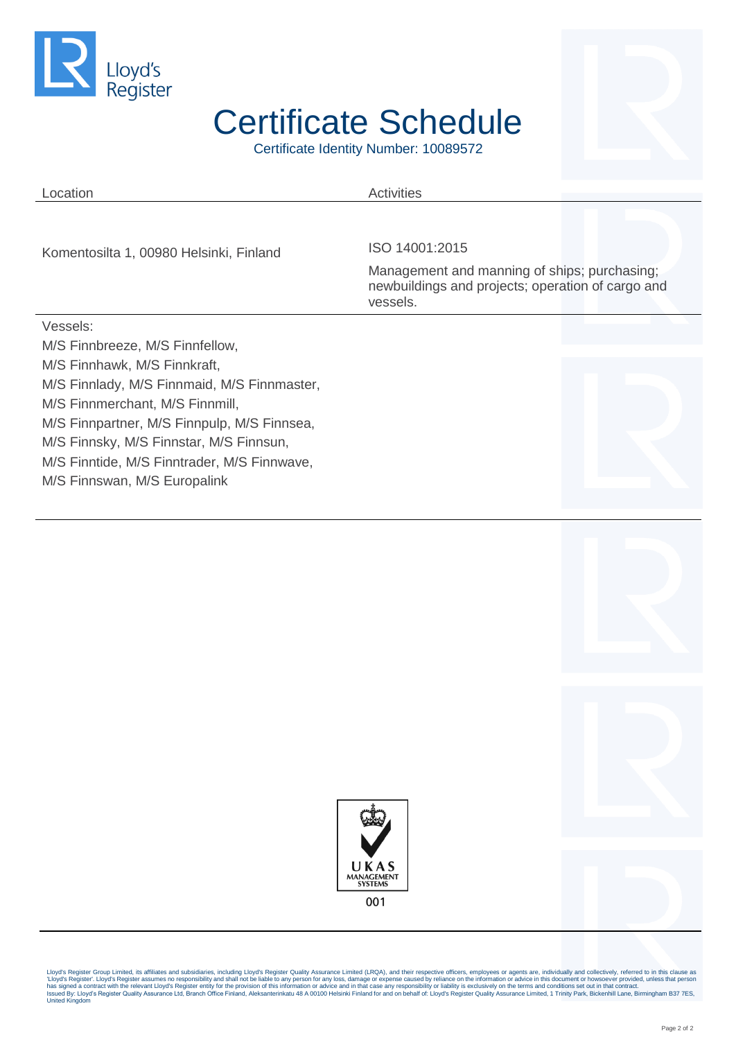Lloyd's Register

# Certificate Schedule

Certificate Identity Number: 10089572

| Location | Activities |
| --- | --- |
| Komentosilta 1, 00980 Helsinki, Finland | ISO 14001:2015<br>Management and manning of ships; purchasing; newbuildings and projects; operation of cargo and vessels. |

Vessels:
M/S Finnbreeze, M/S Finnfellow,
M/S Finnhawk, M/S Finnkraft,
M/S Finnlady, M/S Finnmaid, M/S Finnmaster,
M/S Finnmerchant, M/S Finnmill,
M/S Finnpartner, M/S Finnpulp, M/S Finnsea,
M/S Finnsky, M/S Finnstar, M/S Finnsun,
M/S Finntide, M/S Finntrader, M/S Finnwave,
M/S Finnswan, M/S Europalink

UKAS MANAGEMENT SYSTEMS
001

Lloyd's Register Group Limited, its affiliates and subsidiaries, including Lloyd's Register Quality Assurance Limited (LRQA), and their respective officers, employees or agents are, individually and collectively, referred to in this clause as 'Lloyd's Register'. Lloyd's Register assumes no responsibility and shall not be liable to any person for any loss, damage or expense caused by reliance on the information or advice in this document or howsoever provided, unless that person has signed a contract with the relevant Lloyd's Register entity for the provision of this information or advice and in that case any responsibility or liability is exclusively on the terms and conditions set out in that contract.
Issued By: Lloyd's Register Quality Assurance Ltd, Branch Office Finland, Aleksanterinkatu 48 A 00100 Helsinki Finland for and on behalf of: Lloyd's Register Quality Assurance Limited, 1 Trinity Park, Bickenhill Lane, Birmingham B37 7ES, United Kingdom